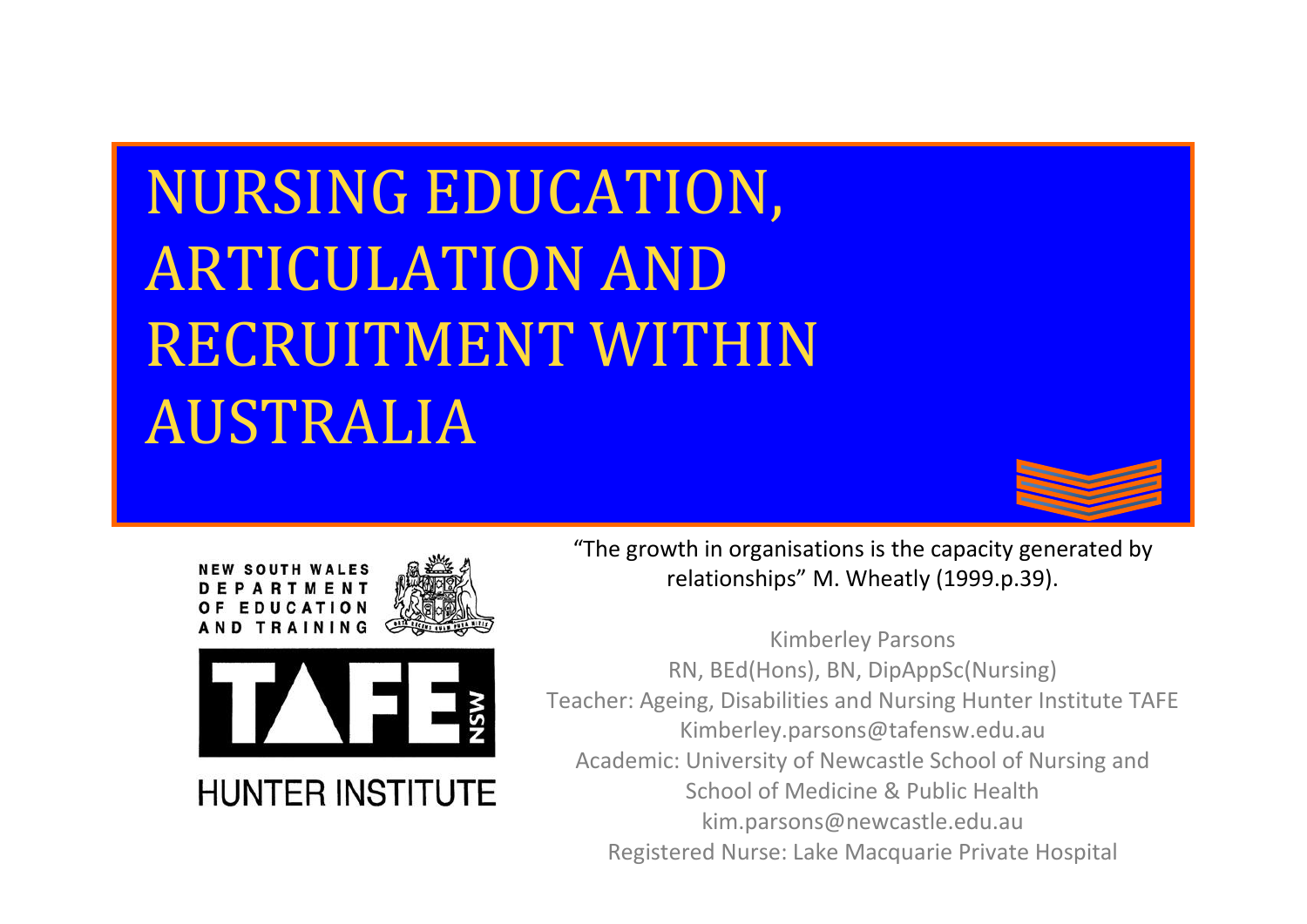# NURSING EDUCATION, ARTICULATION AND RECRUITMENT WITHIN AUSTRALIA

NEW SOUTH WALES DEPARTMENT OF EDUCATION AND TRAINING

TAFE NSW

HUNTER INSTITUTE

"The growth in organisations is the capacity generated by relationships" M. Wheatly (1999.p.39).

Kimberley Parsons
RN, BEd(Hons), BN, DipAppSc(Nursing)
Teacher: Ageing, Disabilities and Nursing Hunter Institute TAFE
Kimberley.parsons@tafensw.edu.au
Academic: University of Newcastle School of Nursing and School of Medicine & Public Health
kim.parsons@newcastle.edu.au
Registered Nurse: Lake Macquarie Private Hospital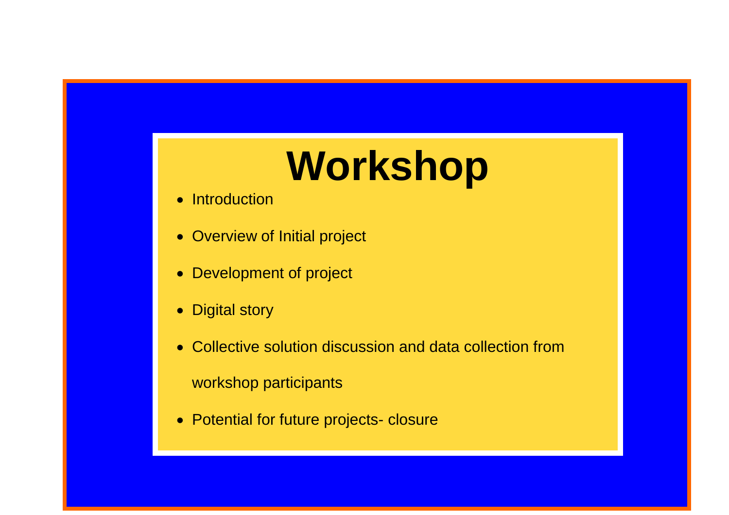# Workshop

- Introduction
- Overview of Initial project
- Development of project
- Digital story
- Collective solution discussion and data collection from workshop participants
- Potential for future projects- closure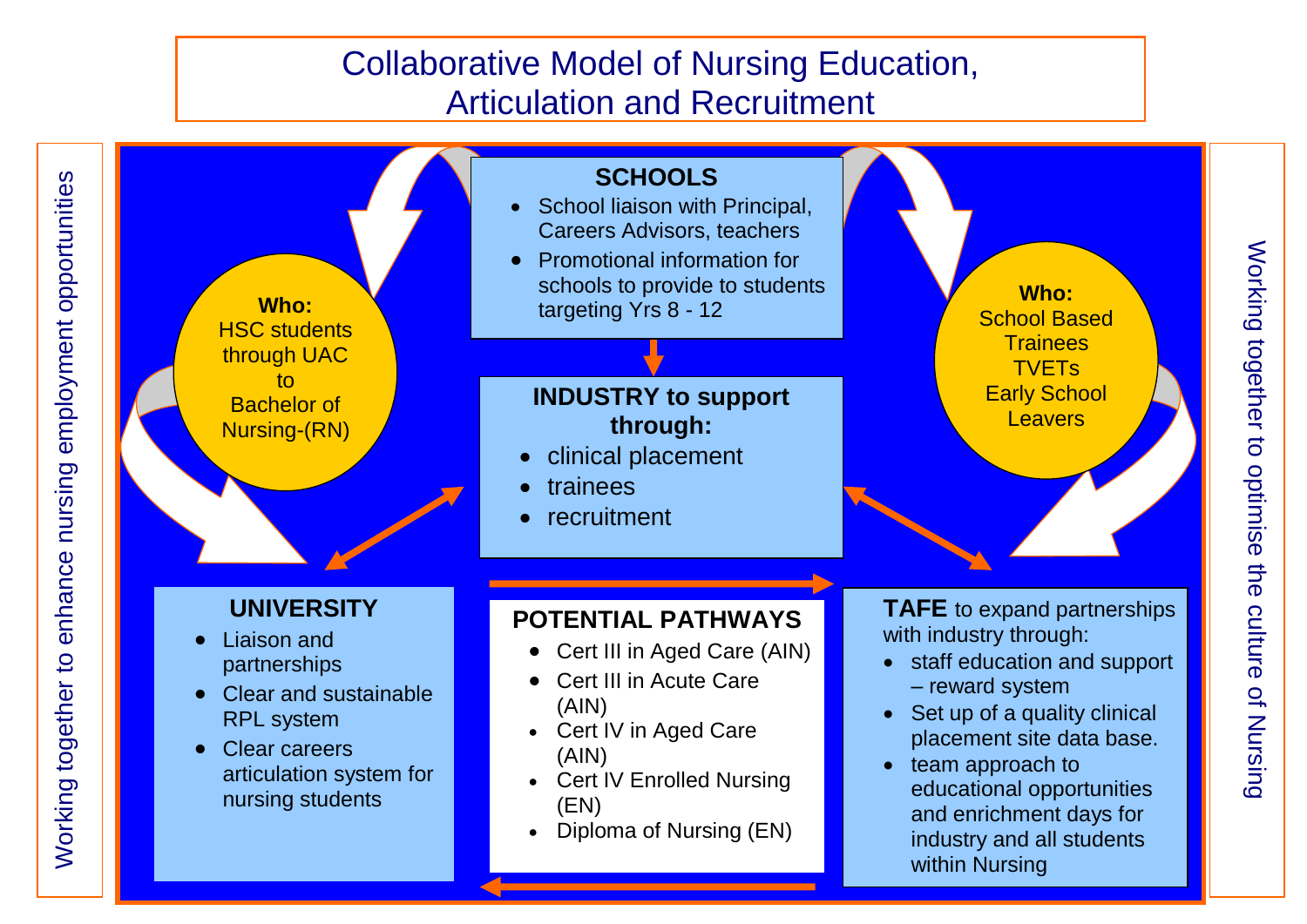# Collaborative Model of Nursing Education, Articulation and Recruitment

Working together to enhance nursing employment opportunities

## SCHOOLS

- School liaison with Principal, Careers Advisors, teachers
- Promotional information for schools to provide to students targeting Yrs 8 - 12

**Who:**
HSC students through UAC to Bachelor of Nursing-(RN)

**Who:**
School Based Trainees
TVETs
Early School Leavers

## INDUSTRY to support through:

- clinical placement
- trainees
- recruitment

## UNIVERSITY

- Liaison and partnerships
- Clear and sustainable RPL system
- Clear careers articulation system for nursing students

## POTENTIAL PATHWAYS

- Cert III in Aged Care (AIN)
- Cert III in Acute Care (AIN)
- Cert IV in Aged Care (AIN)
- Cert IV Enrolled Nursing (EN)
- Diploma of Nursing (EN)

## TAFE to expand partnerships with industry through:

- staff education and support – reward system
- Set up of a quality clinical placement site data base.
- team approach to educational opportunities and enrichment days for industry and all students within Nursing

Working together to optimise the culture of Nursing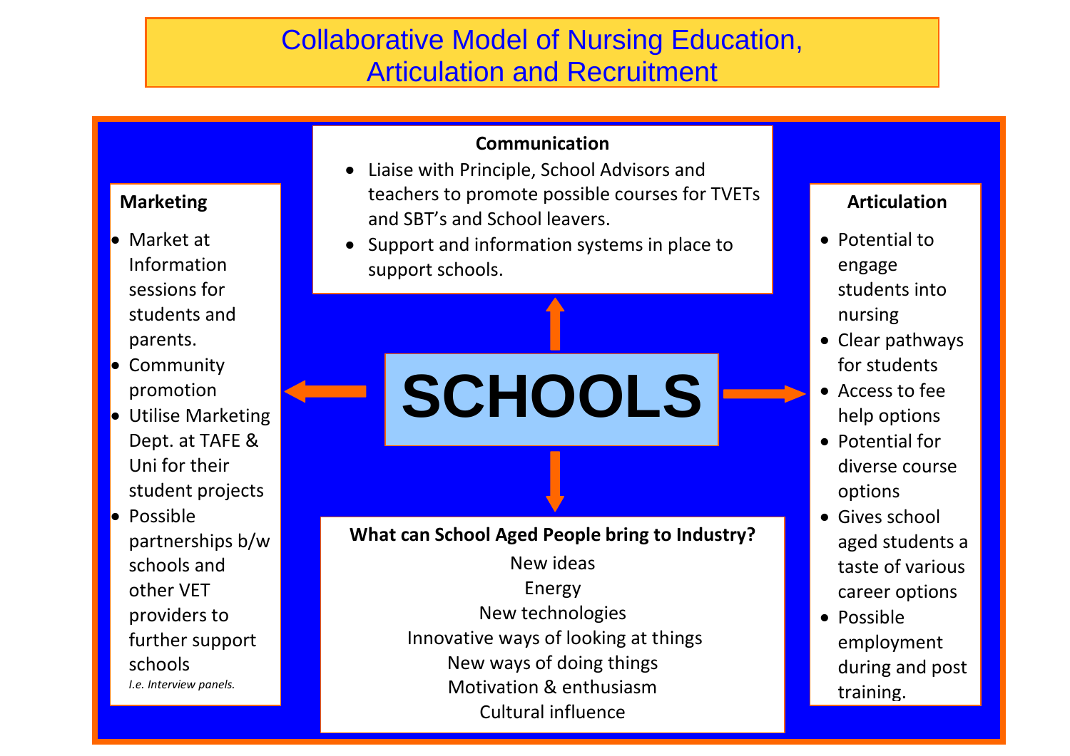# Collaborative Model of Nursing Education, Articulation and Recruitment

**SCHOOLS**

**Communication**

- Liaise with Principle, School Advisors and teachers to promote possible courses for TVETs and SBT's and School leavers.
- Support and information systems in place to support schools.

**Marketing**

- Market at Information sessions for students and parents.
- Community promotion
- Utilise Marketing Dept. at TAFE & Uni for their student projects
- Possible partnerships b/w schools and other VET providers to further support schools *I.e. Interview panels.*

**Articulation**

- Potential to engage students into nursing
- Clear pathways for students
- Access to fee help options
- Potential for diverse course options
- Gives school aged students a taste of various career options
- Possible employment during and post training.

**What can School Aged People bring to Industry?**

New ideas
Energy
New technologies
Innovative ways of looking at things
New ways of doing things
Motivation & enthusiasm
Cultural influence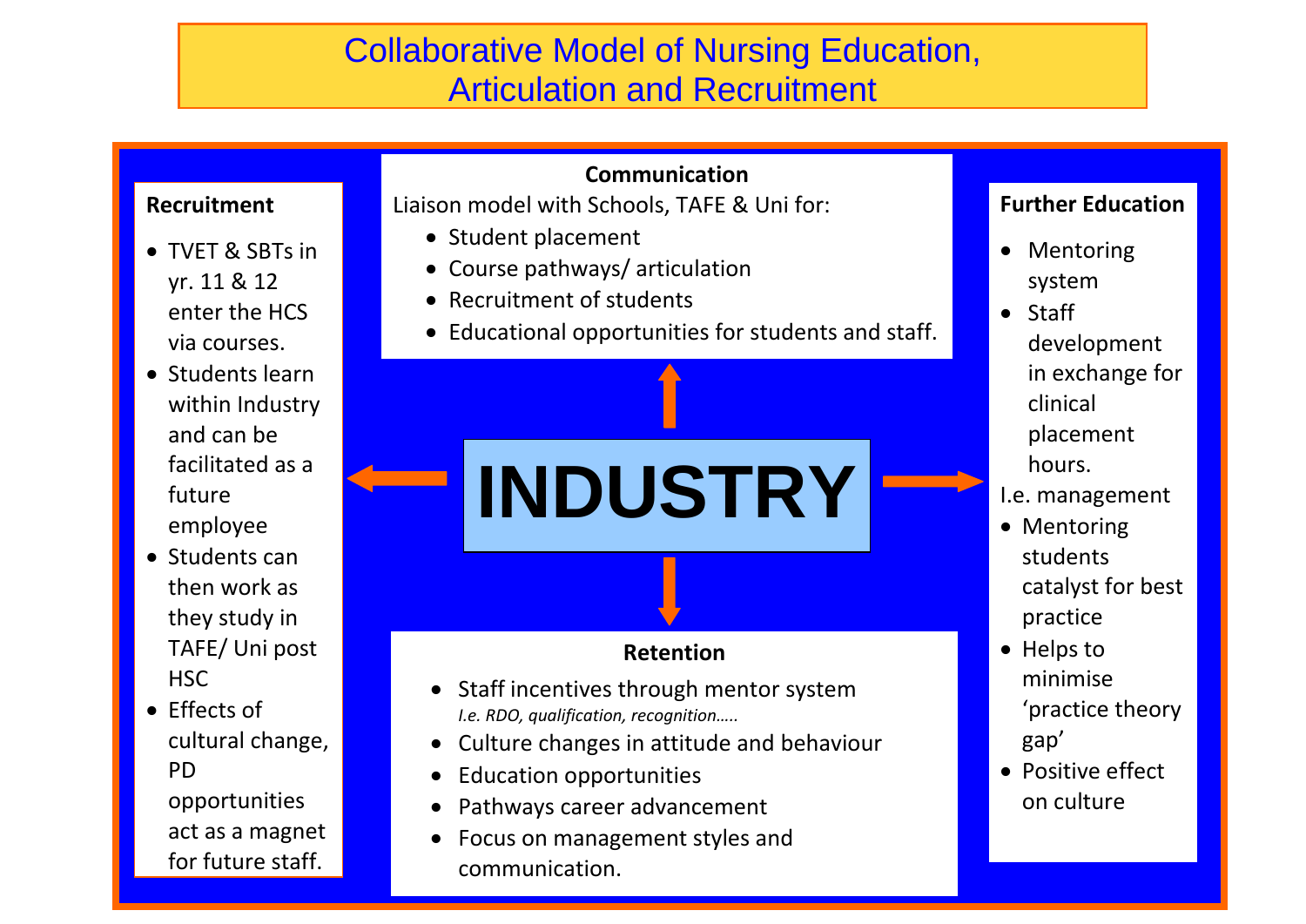# Collaborative Model of Nursing Education, Articulation and Recruitment

## INDUSTRY

### Communication

Liaison model with Schools, TAFE & Uni for:

- Student placement
- Course pathways/ articulation
- Recruitment of students
- Educational opportunities for students and staff.

### Recruitment

- TVET & SBTs in yr. 11 & 12 enter the HCS via courses.
- Students learn within Industry and can be facilitated as a future employee
- Students can then work as they study in TAFE/ Uni post HSC
- Effects of cultural change, PD opportunities act as a magnet for future staff.

### Further Education

- Mentoring system
- Staff development in exchange for clinical placement hours.

I.e. management

- Mentoring students catalyst for best practice
- Helps to minimise 'practice theory gap'
- Positive effect on culture

### Retention

- Staff incentives through mentor system
  *I.e. RDO, qualification, recognition…..*
- Culture changes in attitude and behaviour
- Education opportunities
- Pathways career advancement
- Focus on management styles and communication.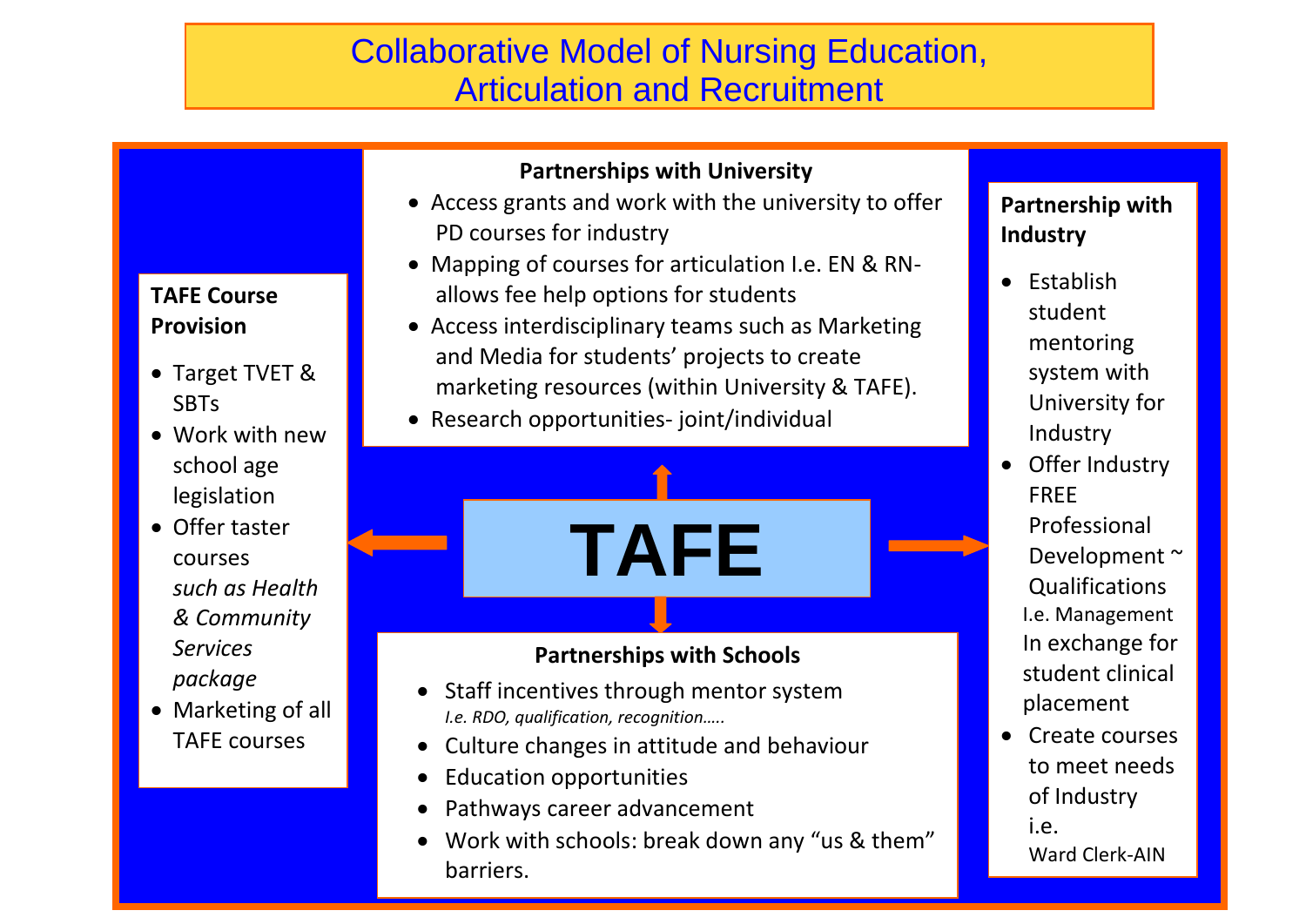# Collaborative Model of Nursing Education, Articulation and Recruitment

## TAFE

### Partnerships with University

- Access grants and work with the university to offer PD courses for industry
- Mapping of courses for articulation I.e. EN & RN- allows fee help options for students
- Access interdisciplinary teams such as Marketing and Media for students' projects to create marketing resources (within University & TAFE).
- Research opportunities- joint/individual

### TAFE Course Provision

- Target TVET & SBTs
- Work with new school age legislation
- Offer taster courses *such as Health & Community Services package*
- Marketing of all TAFE courses

### Partnership with Industry

- Establish student mentoring system with University for Industry
- Offer Industry FREE Professional Development ~ Qualifications I.e. Management In exchange for student clinical placement
- Create courses to meet needs of Industry i.e. Ward Clerk-AIN

### Partnerships with Schools

- Staff incentives through mentor system *I.e. RDO, qualification, recognition…..*
- Culture changes in attitude and behaviour
- Education opportunities
- Pathways career advancement
- Work with schools: break down any "us & them" barriers.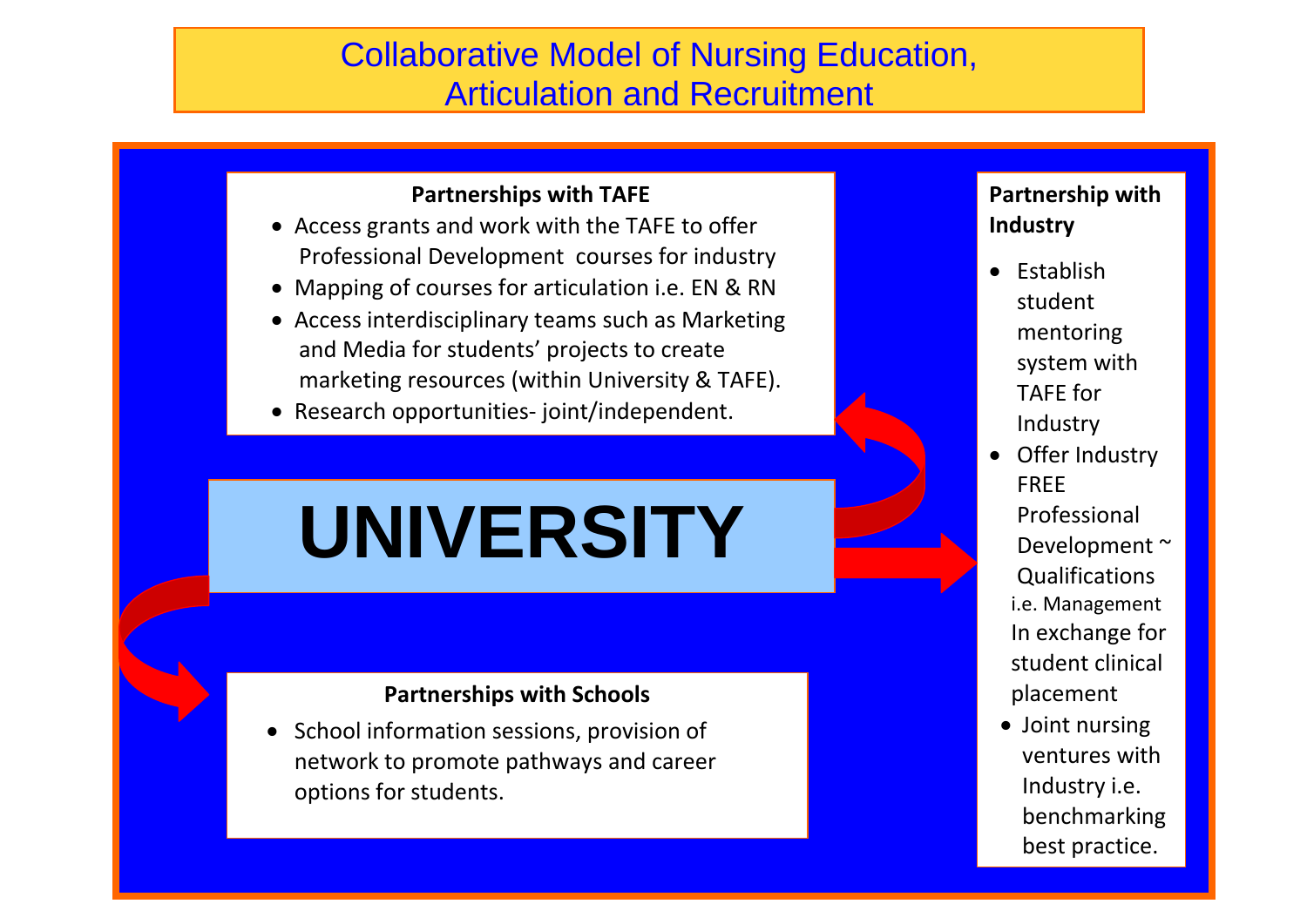# Collaborative Model of Nursing Education, Articulation and Recruitment

**Partnerships with TAFE**

- Access grants and work with the TAFE to offer Professional Development courses for industry
- Mapping of courses for articulation i.e. EN & RN
- Access interdisciplinary teams such as Marketing and Media for students' projects to create marketing resources (within University & TAFE).
- Research opportunities- joint/independent.

**UNIVERSITY**

**Partnerships with Schools**

- School information sessions, provision of network to promote pathways and career options for students.

**Partnership with Industry**

- Establish student mentoring system with TAFE for Industry
- Offer Industry FREE Professional Development ~ Qualifications i.e. Management In exchange for student clinical placement
- Joint nursing ventures with Industry i.e. benchmarking best practice.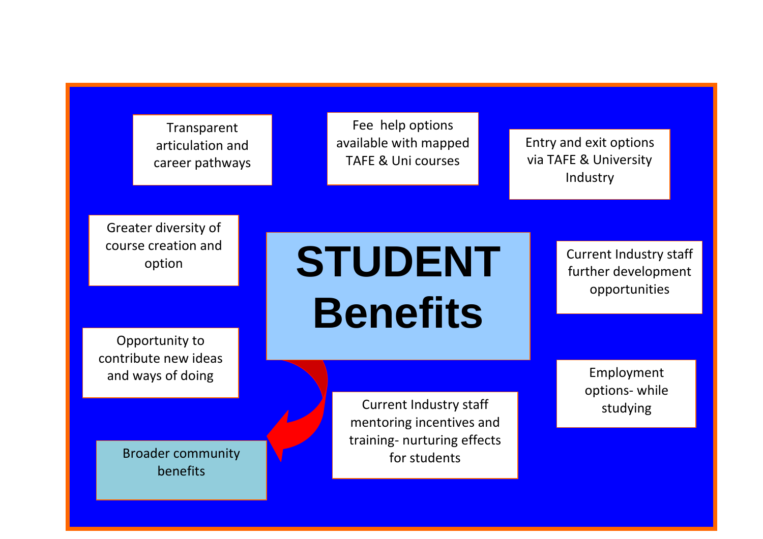# STUDENT Benefits

- Transparent articulation and career pathways
- Fee help options available with mapped TAFE & Uni courses
- Entry and exit options via TAFE & University Industry
- Greater diversity of course creation and option
- Current Industry staff further development opportunities
- Opportunity to contribute new ideas and ways of doing
- Employment options- while studying
- Current Industry staff mentoring incentives and training- nurturing effects for students
- Broader community benefits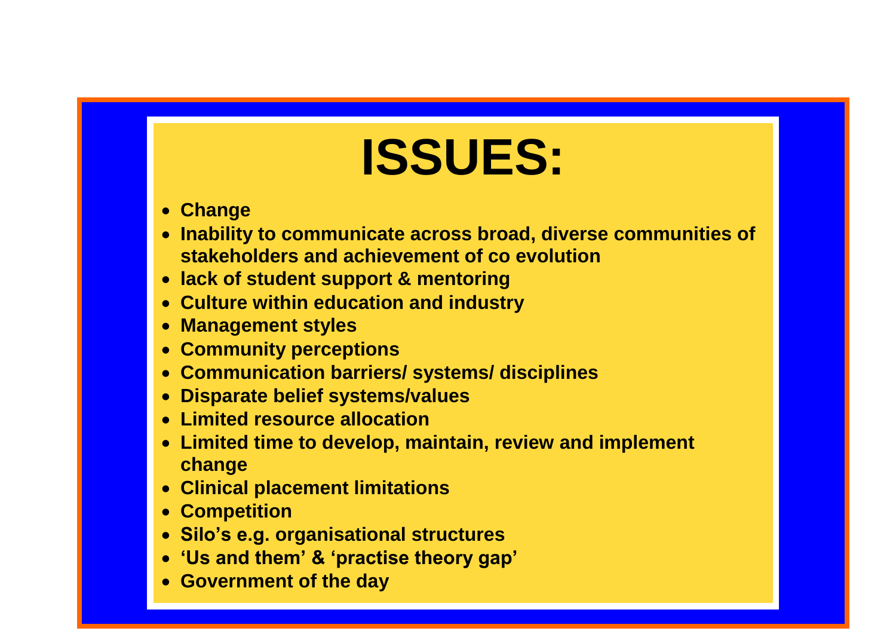# ISSUES:

- **Change**
- **Inability to communicate across broad, diverse communities of stakeholders and achievement of co evolution**
- **lack of student support & mentoring**
- **Culture within education and industry**
- **Management styles**
- **Community perceptions**
- **Communication barriers/ systems/ disciplines**
- **Disparate belief systems/values**
- **Limited resource allocation**
- **Limited time to develop, maintain, review and implement change**
- **Clinical placement limitations**
- **Competition**
- **Silo’s e.g. organisational structures**
- **‘Us and them’ & ‘practise theory gap’**
- **Government of the day**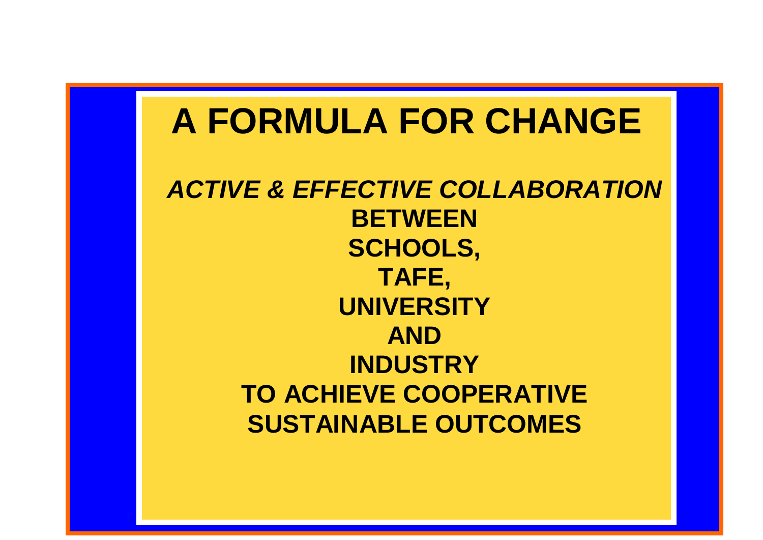# A FORMULA FOR CHANGE

***ACTIVE & EFFECTIVE COLLABORATION***
**BETWEEN**
**SCHOOLS,**
**TAFE,**
**UNIVERSITY**
**AND**
**INDUSTRY**
**TO ACHIEVE COOPERATIVE SUSTAINABLE OUTCOMES**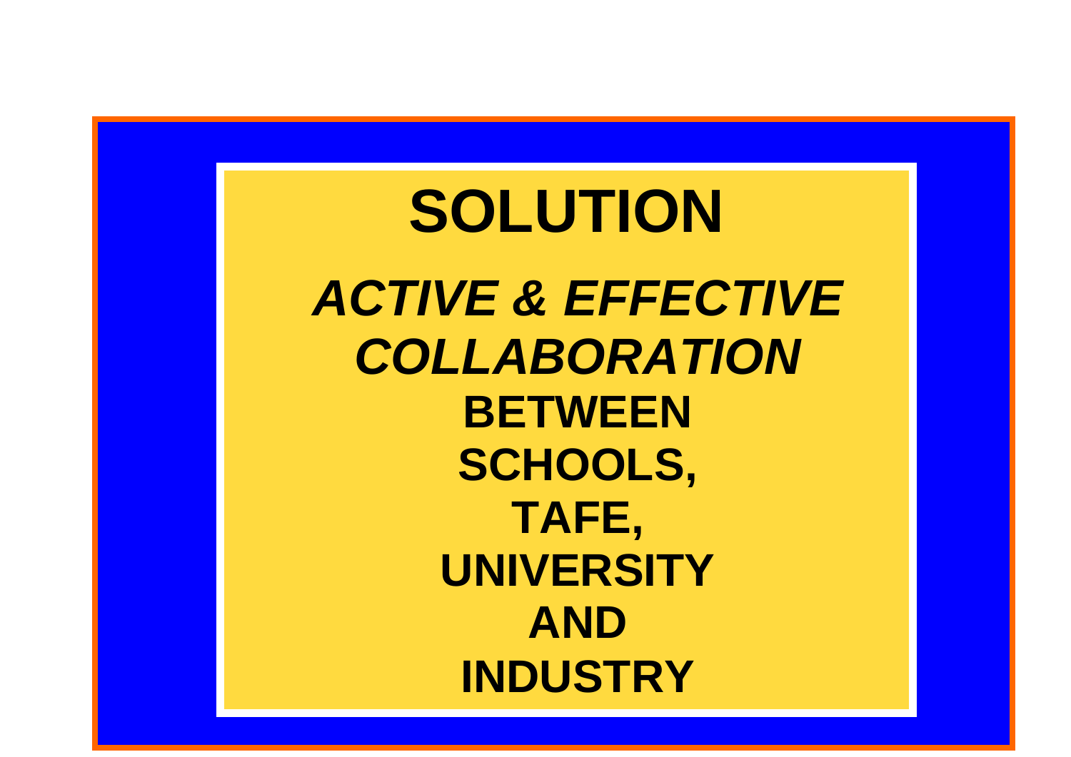# SOLUTION

***ACTIVE & EFFECTIVE COLLABORATION***

**BETWEEN**

**SCHOOLS,**

**TAFE,**

**UNIVERSITY**

**AND**

**INDUSTRY**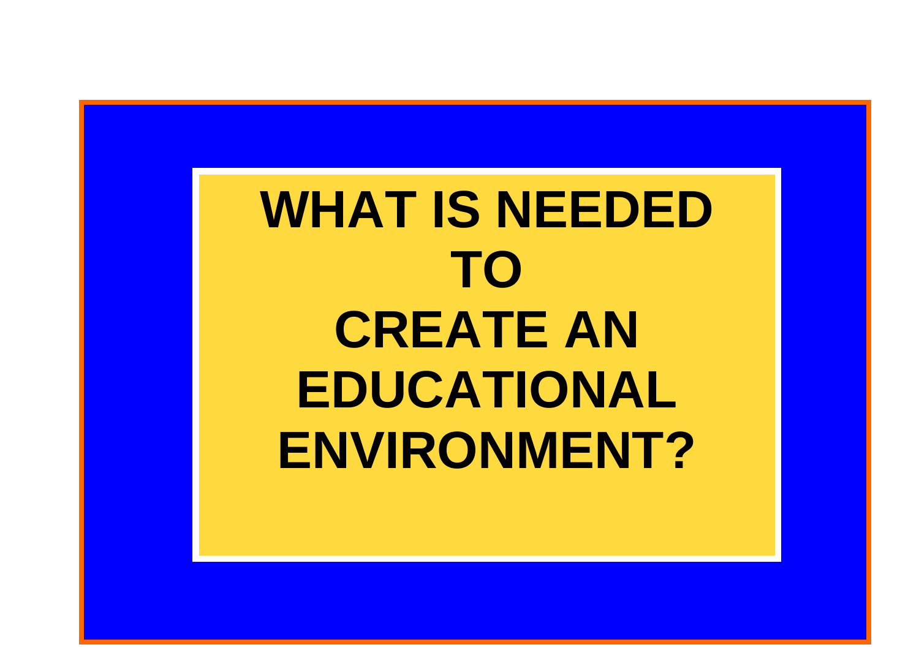# WHAT IS NEEDED TO CREATE AN EDUCATIONAL ENVIRONMENT?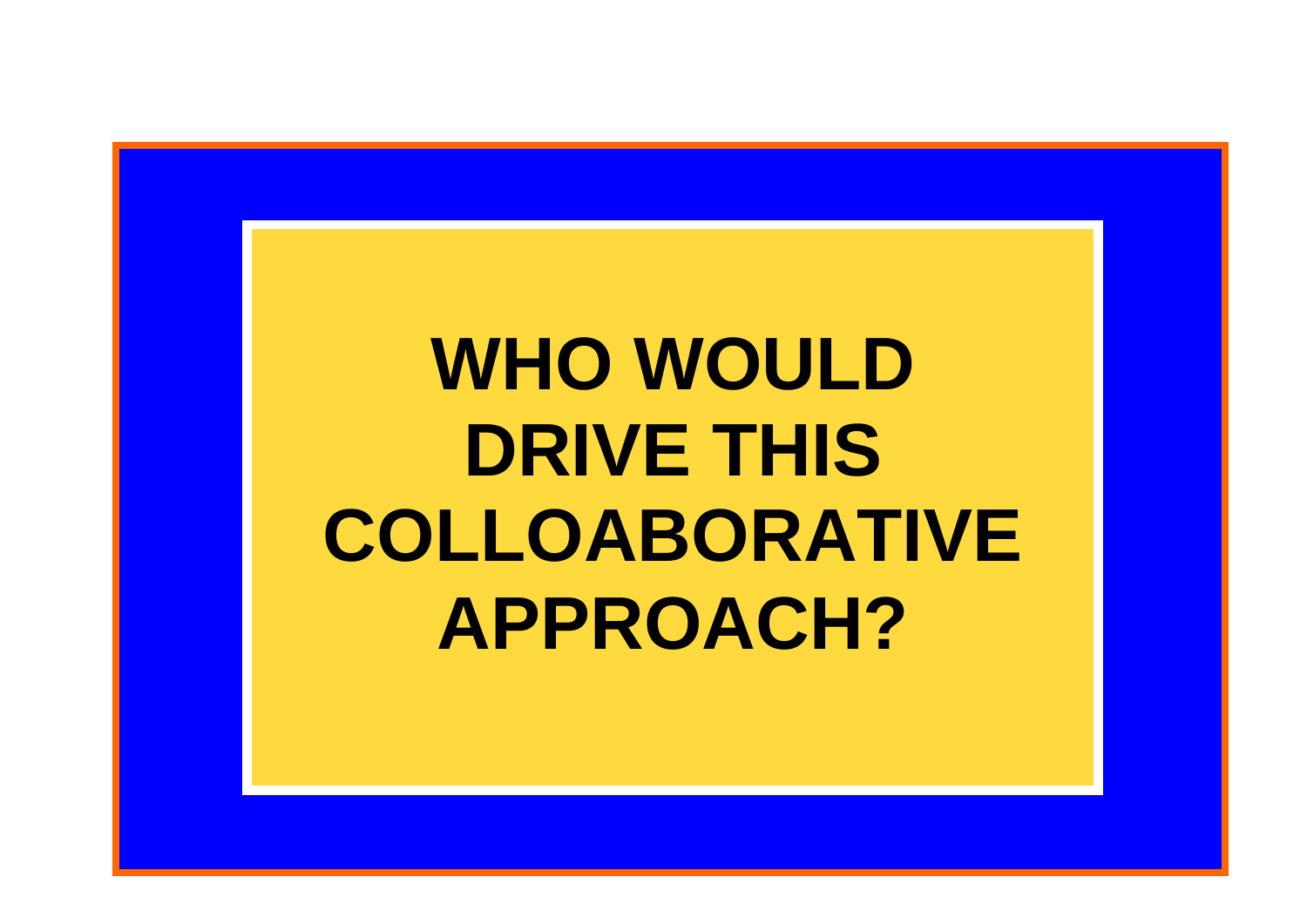# WHO WOULD DRIVE THIS COLLOABORATIVE APPROACH?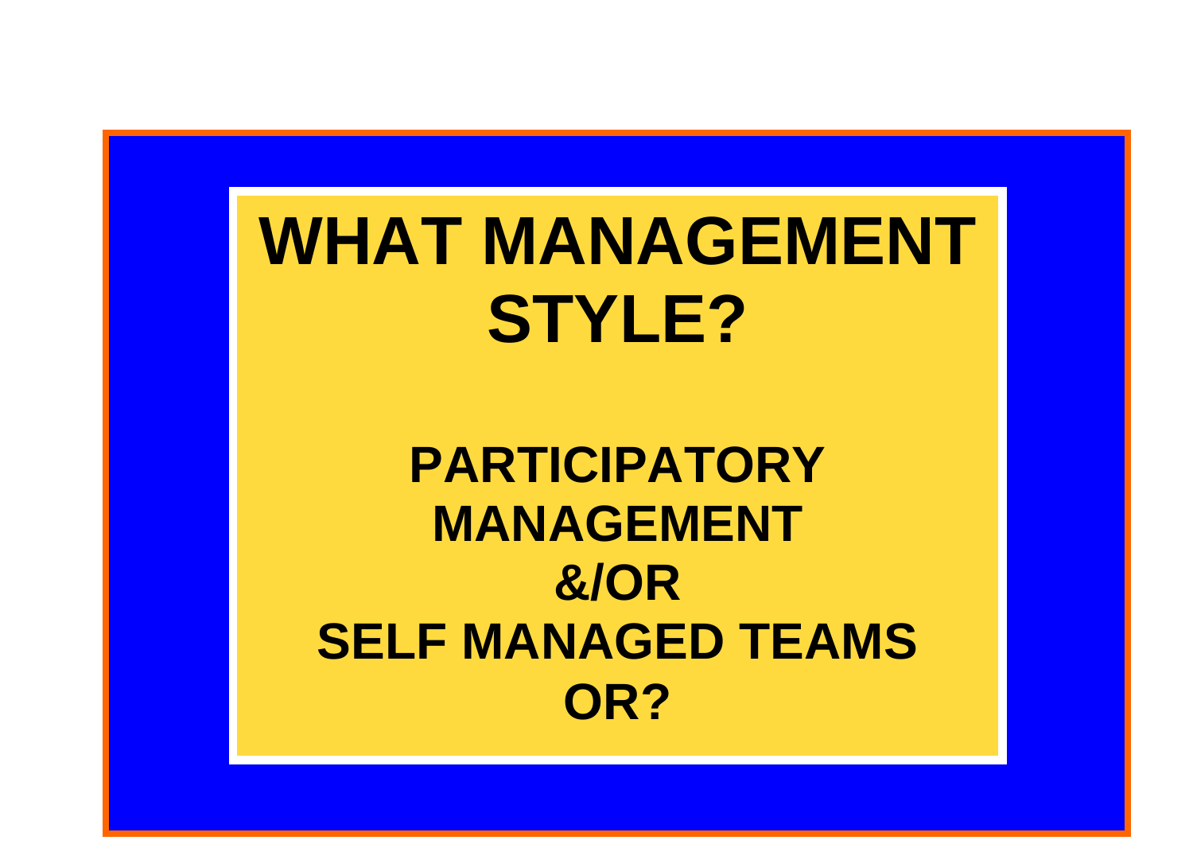# WHAT MANAGEMENT STYLE?

**PARTICIPATORY MANAGEMENT**

**&/OR**

**SELF MANAGED TEAMS**

**OR?**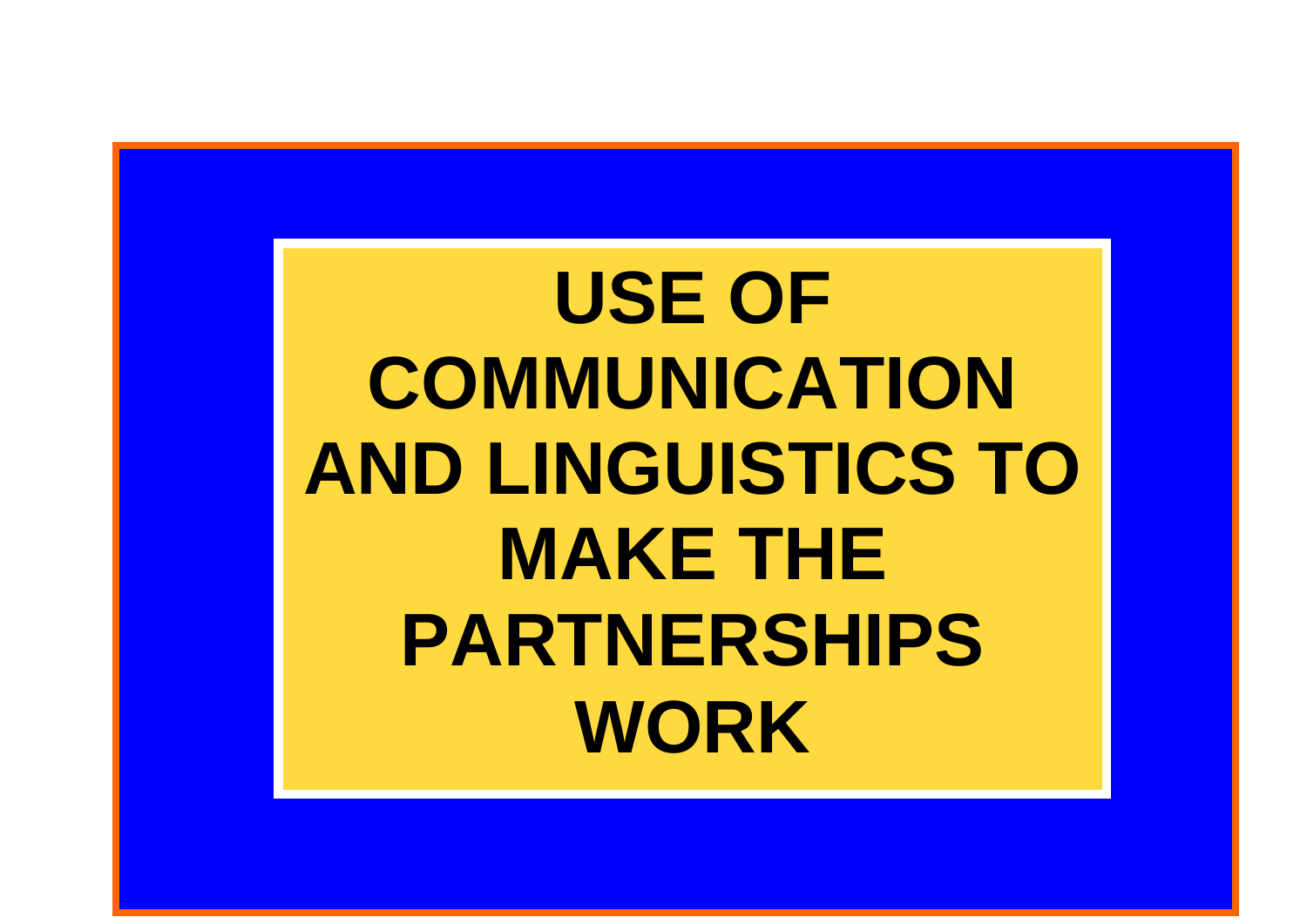# USE OF COMMUNICATION AND LINGUISTICS TO MAKE THE PARTNERSHIPS WORK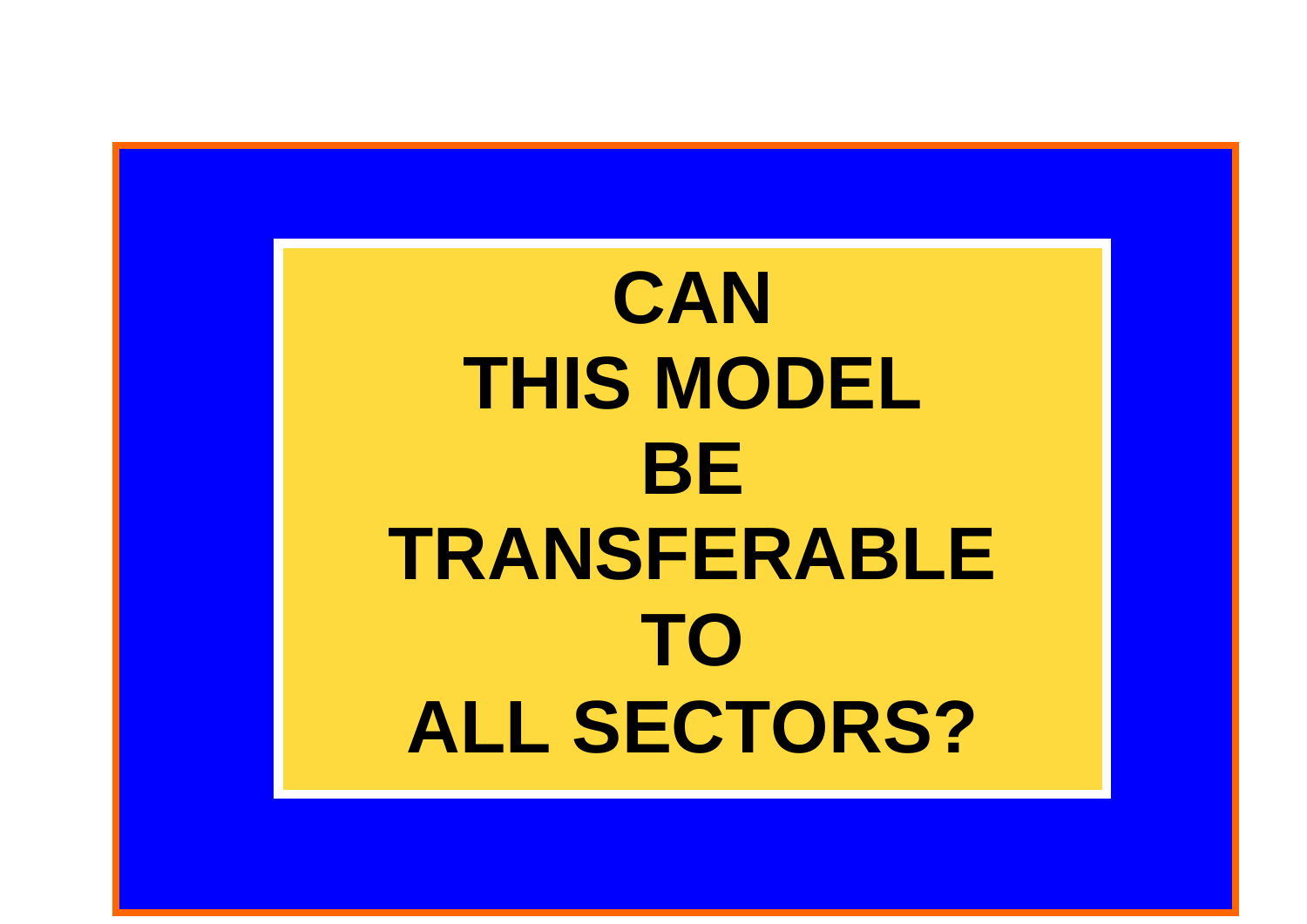**CAN THIS MODEL BE TRANSFERABLE TO ALL SECTORS?**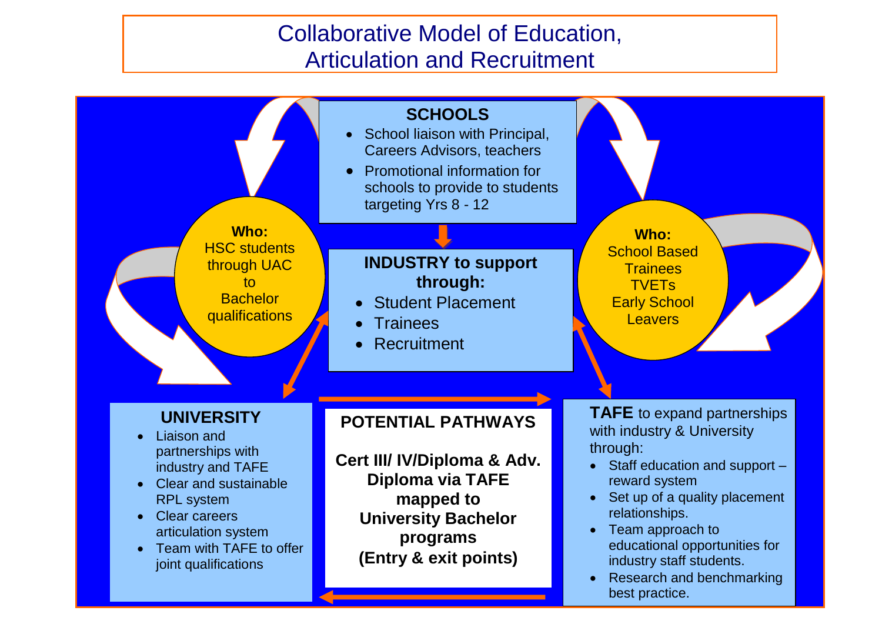# Collaborative Model of Education, Articulation and Recruitment

## SCHOOLS

- School liaison with Principal, Careers Advisors, teachers
- Promotional information for schools to provide to students targeting Yrs 8 - 12

**Who:**
HSC students through UAC to Bachelor qualifications

**Who:**
School Based Trainees
TVETs
Early School Leavers

## INDUSTRY to support through:

- Student Placement
- Trainees
- Recruitment

## UNIVERSITY

- Liaison and partnerships with industry and TAFE
- Clear and sustainable RPL system
- Clear careers articulation system
- Team with TAFE to offer joint qualifications

## POTENTIAL PATHWAYS

**Cert III/ IV/Diploma & Adv. Diploma via TAFE mapped to University Bachelor programs (Entry & exit points)**

## TAFE

**TAFE** to expand partnerships with industry & University through:

- Staff education and support – reward system
- Set up of a quality placement relationships.
- Team approach to educational opportunities for industry staff students.
- Research and benchmarking best practice.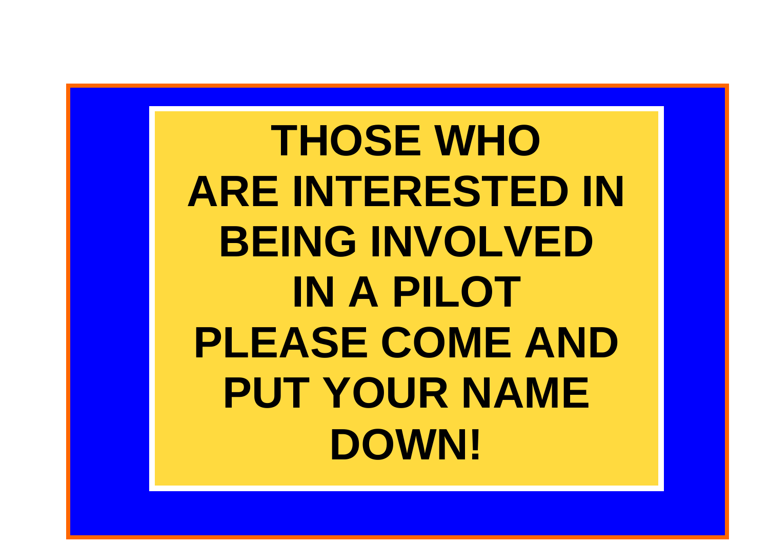**THOSE WHO ARE INTERESTED IN BEING INVOLVED IN A PILOT PLEASE COME AND PUT YOUR NAME DOWN!**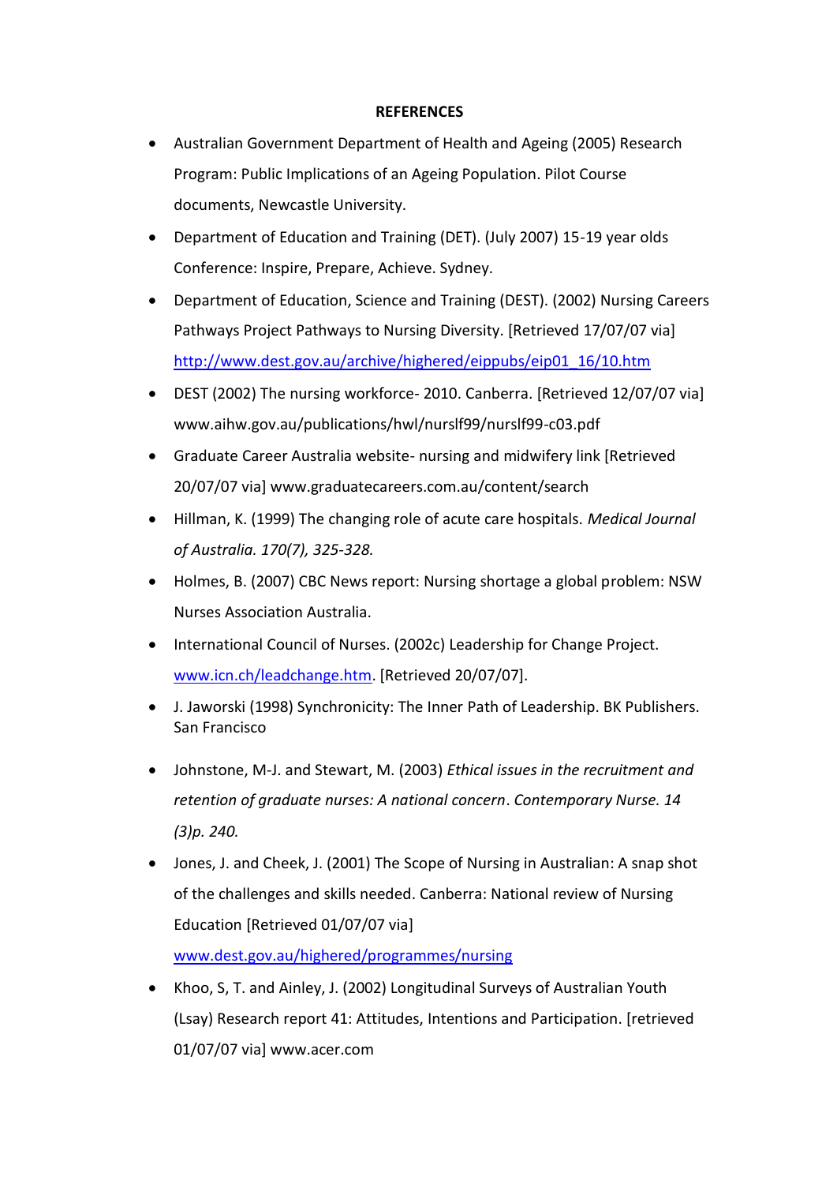**REFERENCES**

- Australian Government Department of Health and Ageing (2005) Research Program: Public Implications of an Ageing Population. Pilot Course documents, Newcastle University.
- Department of Education and Training (DET). (July 2007) 15-19 year olds Conference: Inspire, Prepare, Achieve. Sydney.
- Department of Education, Science and Training (DEST). (2002) Nursing Careers Pathways Project Pathways to Nursing Diversity. [Retrieved 17/07/07 via] http://www.dest.gov.au/archive/highered/eippubs/eip01_16/10.htm
- DEST (2002) The nursing workforce- 2010. Canberra. [Retrieved 12/07/07 via] www.aihw.gov.au/publications/hwl/nurslf99/nurslf99-c03.pdf
- Graduate Career Australia website- nursing and midwifery link [Retrieved 20/07/07 via] www.graduatecareers.com.au/content/search
- Hillman, K. (1999) The changing role of acute care hospitals. *Medical Journal of Australia. 170(7), 325-328.*
- Holmes, B. (2007) CBC News report: Nursing shortage a global problem: NSW Nurses Association Australia.
- International Council of Nurses. (2002c) Leadership for Change Project. www.icn.ch/leadchange.htm. [Retrieved 20/07/07].
- J. Jaworski (1998) Synchronicity: The Inner Path of Leadership. BK Publishers. San Francisco
- Johnstone, M-J. and Stewart, M. (2003) *Ethical issues in the recruitment and retention of graduate nurses: A national concern*. *Contemporary Nurse. 14 (3)p. 240.*
- Jones, J. and Cheek, J. (2001) The Scope of Nursing in Australian: A snap shot of the challenges and skills needed. Canberra: National review of Nursing Education [Retrieved 01/07/07 via] www.dest.gov.au/highered/programmes/nursing
- Khoo, S, T. and Ainley, J. (2002) Longitudinal Surveys of Australian Youth (Lsay) Research report 41: Attitudes, Intentions and Participation. [retrieved 01/07/07 via] www.acer.com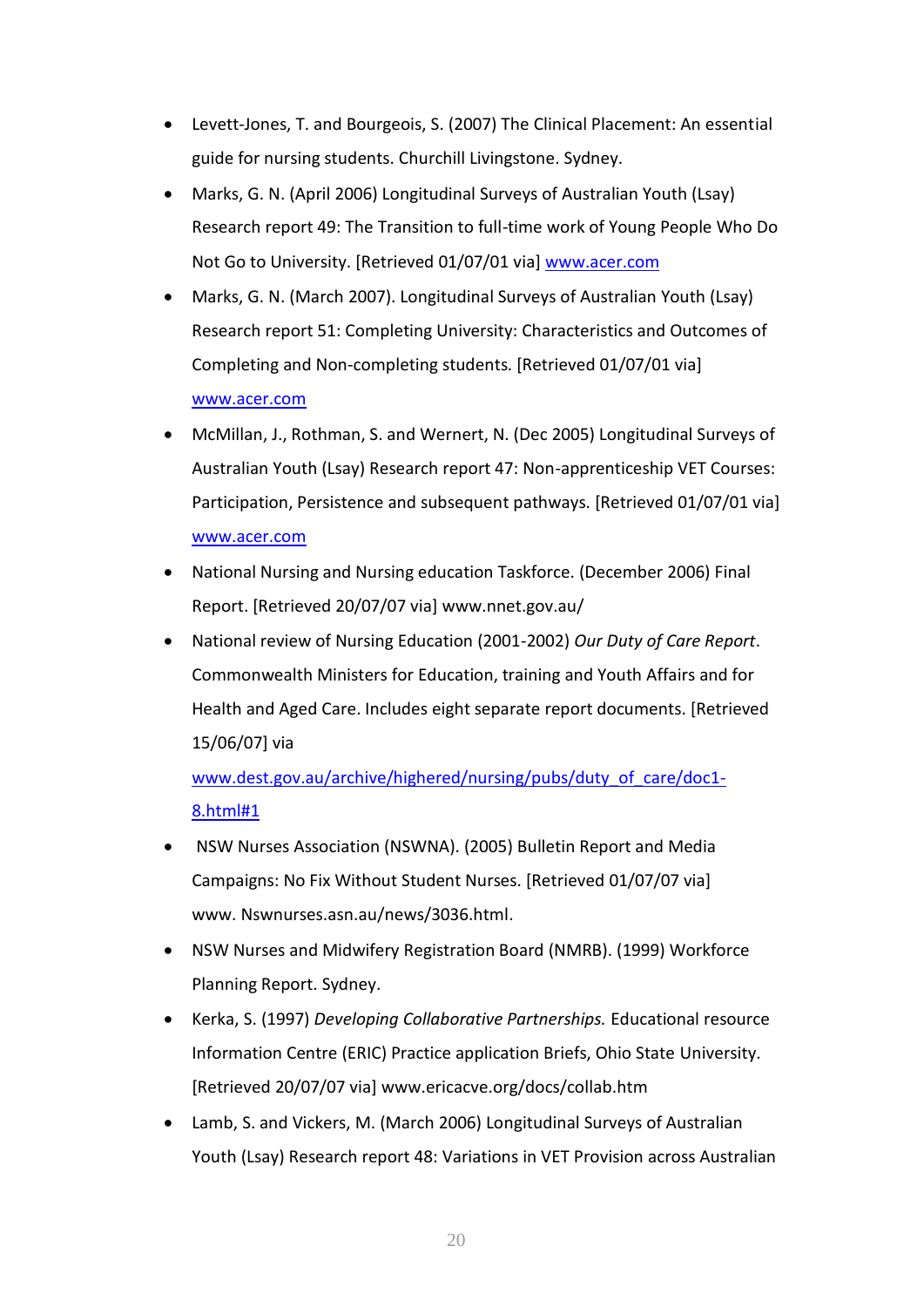- Levett-Jones, T. and Bourgeois, S. (2007) The Clinical Placement: An essential guide for nursing students. Churchill Livingstone. Sydney.
- Marks, G. N. (April 2006) Longitudinal Surveys of Australian Youth (Lsay) Research report 49: The Transition to full-time work of Young People Who Do Not Go to University. [Retrieved 01/07/01 via] www.acer.com
- Marks, G. N. (March 2007). Longitudinal Surveys of Australian Youth (Lsay) Research report 51: Completing University: Characteristics and Outcomes of Completing and Non-completing students. [Retrieved 01/07/01 via] www.acer.com
- McMillan, J., Rothman, S. and Wernert, N. (Dec 2005) Longitudinal Surveys of Australian Youth (Lsay) Research report 47: Non-apprenticeship VET Courses: Participation, Persistence and subsequent pathways. [Retrieved 01/07/01 via] www.acer.com
- National Nursing and Nursing education Taskforce. (December 2006) Final Report. [Retrieved 20/07/07 via] www.nnet.gov.au/
- National review of Nursing Education (2001-2002) *Our Duty of Care Report*. Commonwealth Ministers for Education, training and Youth Affairs and for Health and Aged Care. Includes eight separate report documents. [Retrieved 15/06/07] via www.dest.gov.au/archive/highered/nursing/pubs/duty_of_care/doc1-8.html#1
- NSW Nurses Association (NSWNA). (2005) Bulletin Report and Media Campaigns: No Fix Without Student Nurses. [Retrieved 01/07/07 via] www. Nswnurses.asn.au/news/3036.html.
- NSW Nurses and Midwifery Registration Board (NMRB). (1999) Workforce Planning Report. Sydney.
- Kerka, S. (1997) *Developing Collaborative Partnerships.* Educational resource Information Centre (ERIC) Practice application Briefs, Ohio State University. [Retrieved 20/07/07 via] www.ericacve.org/docs/collab.htm
- Lamb, S. and Vickers, M. (March 2006) Longitudinal Surveys of Australian Youth (Lsay) Research report 48: Variations in VET Provision across Australian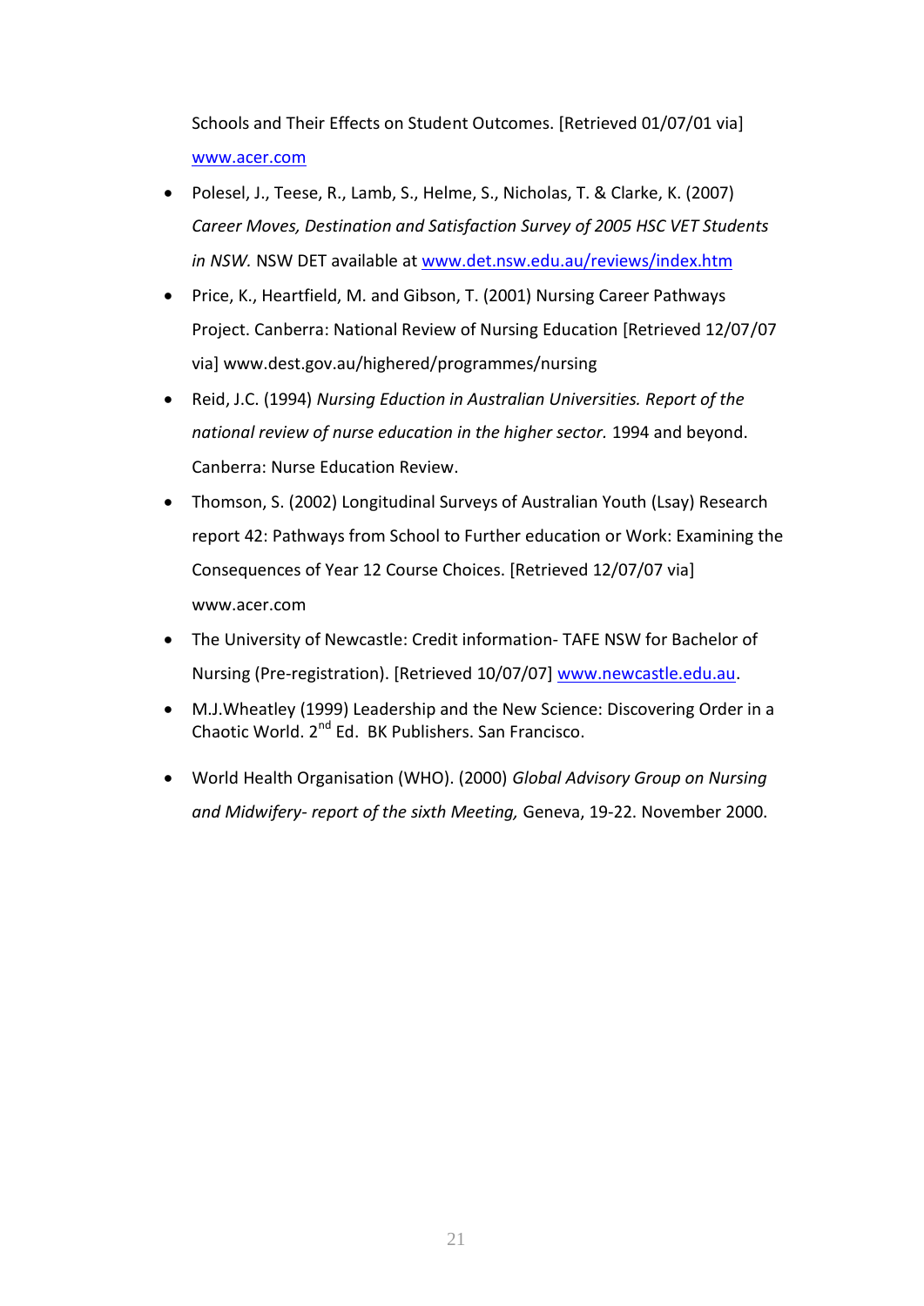Schools and Their Effects on Student Outcomes. [Retrieved 01/07/01 via] www.acer.com

- Polesel, J., Teese, R., Lamb, S., Helme, S., Nicholas, T. & Clarke, K. (2007) *Career Moves, Destination and Satisfaction Survey of 2005 HSC VET Students in NSW.* NSW DET available at www.det.nsw.edu.au/reviews/index.htm
- Price, K., Heartfield, M. and Gibson, T. (2001) Nursing Career Pathways Project. Canberra: National Review of Nursing Education [Retrieved 12/07/07 via] www.dest.gov.au/highered/programmes/nursing
- Reid, J.C. (1994) *Nursing Eduction in Australian Universities. Report of the national review of nurse education in the higher sector.* 1994 and beyond. Canberra: Nurse Education Review.
- Thomson, S. (2002) Longitudinal Surveys of Australian Youth (Lsay) Research report 42: Pathways from School to Further education or Work: Examining the Consequences of Year 12 Course Choices. [Retrieved 12/07/07 via] www.acer.com
- The University of Newcastle: Credit information- TAFE NSW for Bachelor of Nursing (Pre-registration). [Retrieved 10/07/07] www.newcastle.edu.au.
- M.J.Wheatley (1999) Leadership and the New Science: Discovering Order in a Chaotic World. 2nd Ed. BK Publishers. San Francisco.
- World Health Organisation (WHO). (2000) *Global Advisory Group on Nursing and Midwifery- report of the sixth Meeting,* Geneva, 19-22. November 2000.